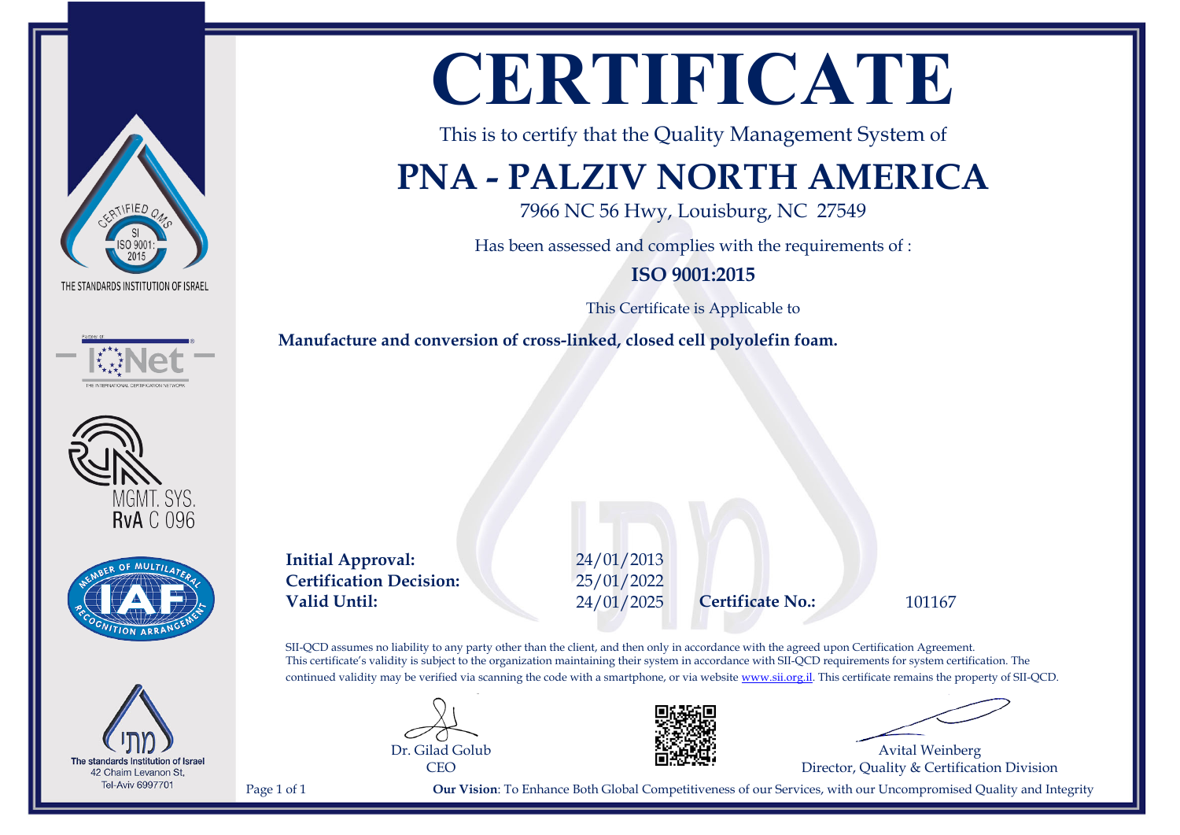# CERTIFICATE

This is to certify that the Quality Management System of

## PNA - PALZIV NORTH AMERICA

7966 NC 56 Hwy, Louisburg, NC 27549

Has been assessed and complies with the requirements of :

**ISO 9001:2015**

This Certificate is Applicable to

**Manufacture and conversion of cross-linked, closed cell polyolefin foam.**

**Initial Approval:** 24/01/2013
**Certification Decision:** 25/01/2022
**Valid Until:** 24/01/2025
**Certificate No.:** 101167

SII-QCD assumes no liability to any party other than the client, and then only in accordance with the agreed upon Certification Agreement. This certificate's validity is subject to the organization maintaining their system in accordance with SII-QCD requirements for system certification. The continued validity may be verified via scanning the code with a smartphone, or via website www.sii.org.il. This certificate remains the property of SII-QCD.

Dr. Gilad Golub
CEO

Avital Weinberg
Director, Quality & Certification Division

**Our Vision**: To Enhance Both Global Competitiveness of our Services, with our Uncompromised Quality and Integrity

CERTIFIED QMS SI ISO 9001:2015
THE STANDARDS INSTITUTION OF ISRAEL

IQNet

MGMT. SYS. RvA C 096

MEMBER OF MULTILATERAL RECOGNITION ARRANGEMENT IAF

The standards Institution of Israel
42 Chaim Levanon St,
Tel-Aviv 6997701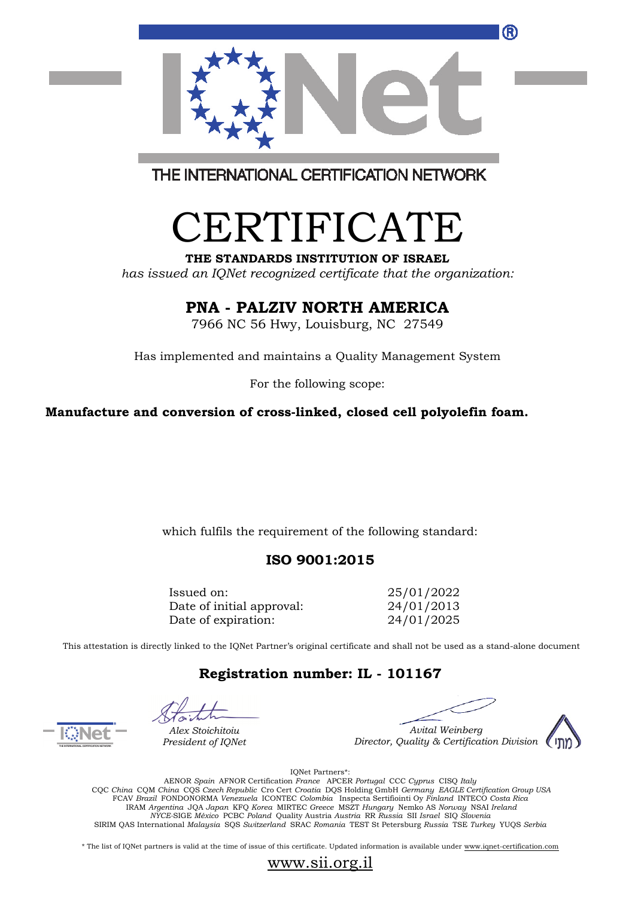THE INTERNATIONAL CERTIFICATION NETWORK

# CERTIFICATE

**THE STANDARDS INSTITUTION OF ISRAEL**

*has issued an IQNet recognized certificate that the organization:*

## PNA - PALZIV NORTH AMERICA

7966 NC 56 Hwy, Louisburg, NC 27549

Has implemented and maintains a Quality Management System

For the following scope:

**Manufacture and conversion of cross-linked, closed cell polyolefin foam.**

which fulfils the requirement of the following standard:

## ISO 9001:2015

| | |
|---|---|
| Issued on: | 25/01/2022 |
| Date of initial approval: | 24/01/2013 |
| Date of expiration: | 24/01/2025 |

This attestation is directly linked to the IQNet Partner's original certificate and shall not be used as a stand-alone document

### Registration number: IL - 101167

*Alex Stoichitoiu*
*President of IQNet*

*Avital Weinberg*
*Director, Quality & Certification Division*

IQNet Partners*:

AENOR *Spain* AFNOR Certification *France* APCER *Portugal* CCC *Cyprus* CISQ *Italy*
CQC *China* CQM *China* CQS *Czech Republic* Cro Cert *Croatia* DQS Holding GmbH *Germany* *EAGLE Certification Group USA*
FCAV *Brazil* FONDONORMA *Venezuela* ICONTEC *Colombia* Inspecta Sertifiointi Oy *Finland* INTECO *Costa Rica*
IRAM *Argentina* JQA *Japan* KFQ *Korea* MIRTEC *Greece* MSZT *Hungary* Nemko AS *Norway* NSAI *Ireland*
*NYCE*-SIGE *México* PCBC *Poland* Quality Austria *Austria* RR *Russia* SII *Israel* SIQ *Slovenia*
SIRIM QAS International *Malaysia* SQS *Switzerland* SRAC *Romania* TEST St Petersburg *Russia* TSE *Turkey* YUQS *Serbia*

\* The list of IQNet partners is valid at the time of issue of this certificate. Updated information is available under www.iqnet-certification.com

www.sii.org.il